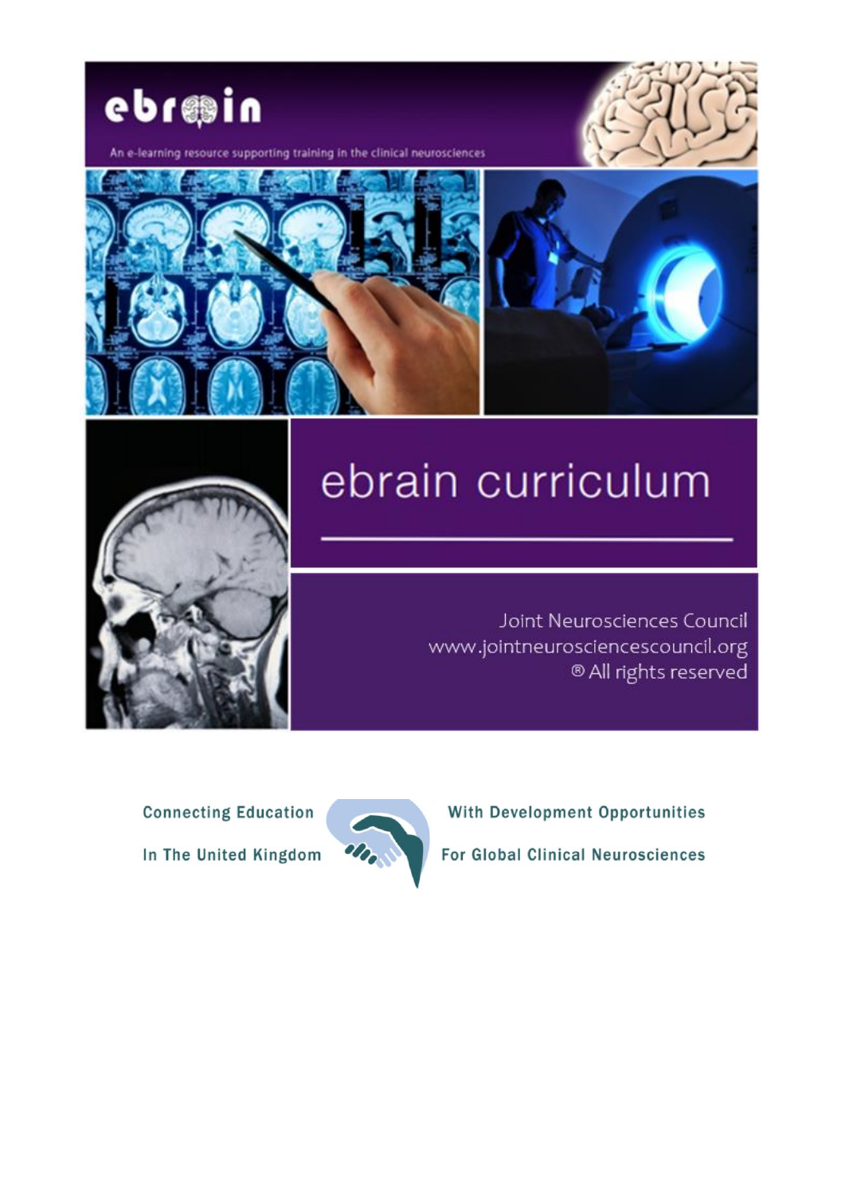ebrain

An e-learning resource supporting training in the clinical neurosciences

# ebrain curriculum

Joint Neurosciences Council
www.jointneurosciencescouncil.org
® All rights reserved

Connecting Education In The United Kingdom With Development Opportunities For Global Clinical Neurosciences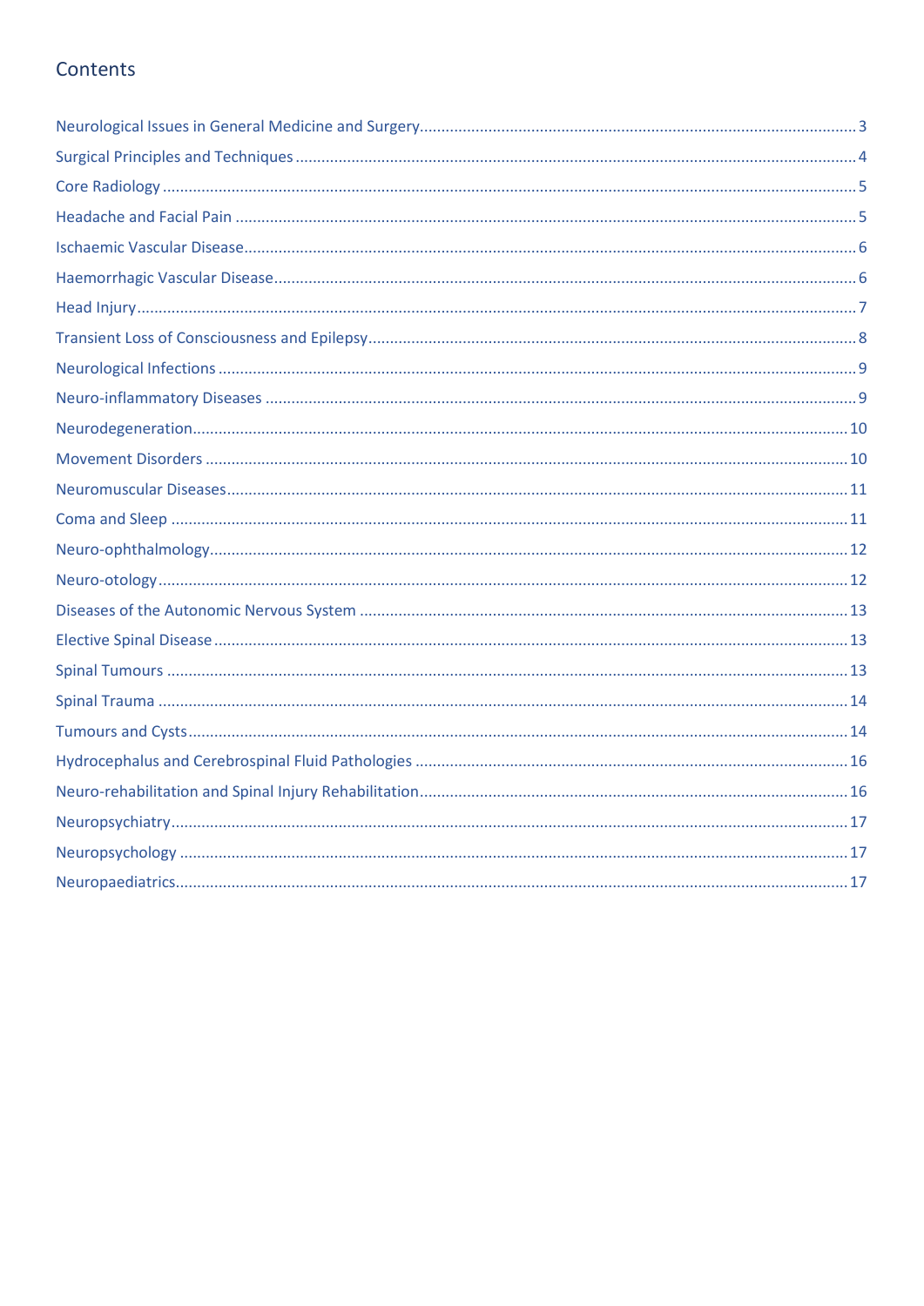## Contents

Neurological Issues in General Medicine and Surgery .......... 3
Surgical Principles and Techniques .......... 4
Core Radiology .......... 5
Headache and Facial Pain .......... 5
Ischaemic Vascular Disease .......... 6
Haemorrhagic Vascular Disease .......... 6
Head Injury .......... 7
Transient Loss of Consciousness and Epilepsy .......... 8
Neurological Infections .......... 9
Neuro-inflammatory Diseases .......... 9
Neurodegeneration .......... 10
Movement Disorders .......... 10
Neuromuscular Diseases .......... 11
Coma and Sleep .......... 11
Neuro-ophthalmology .......... 12
Neuro-otology .......... 12
Diseases of the Autonomic Nervous System .......... 13
Elective Spinal Disease .......... 13
Spinal Tumours .......... 13
Spinal Trauma .......... 14
Tumours and Cysts .......... 14
Hydrocephalus and Cerebrospinal Fluid Pathologies .......... 16
Neuro-rehabilitation and Spinal Injury Rehabilitation .......... 16
Neuropsychiatry .......... 17
Neuropsychology .......... 17
Neuropaediatrics .......... 17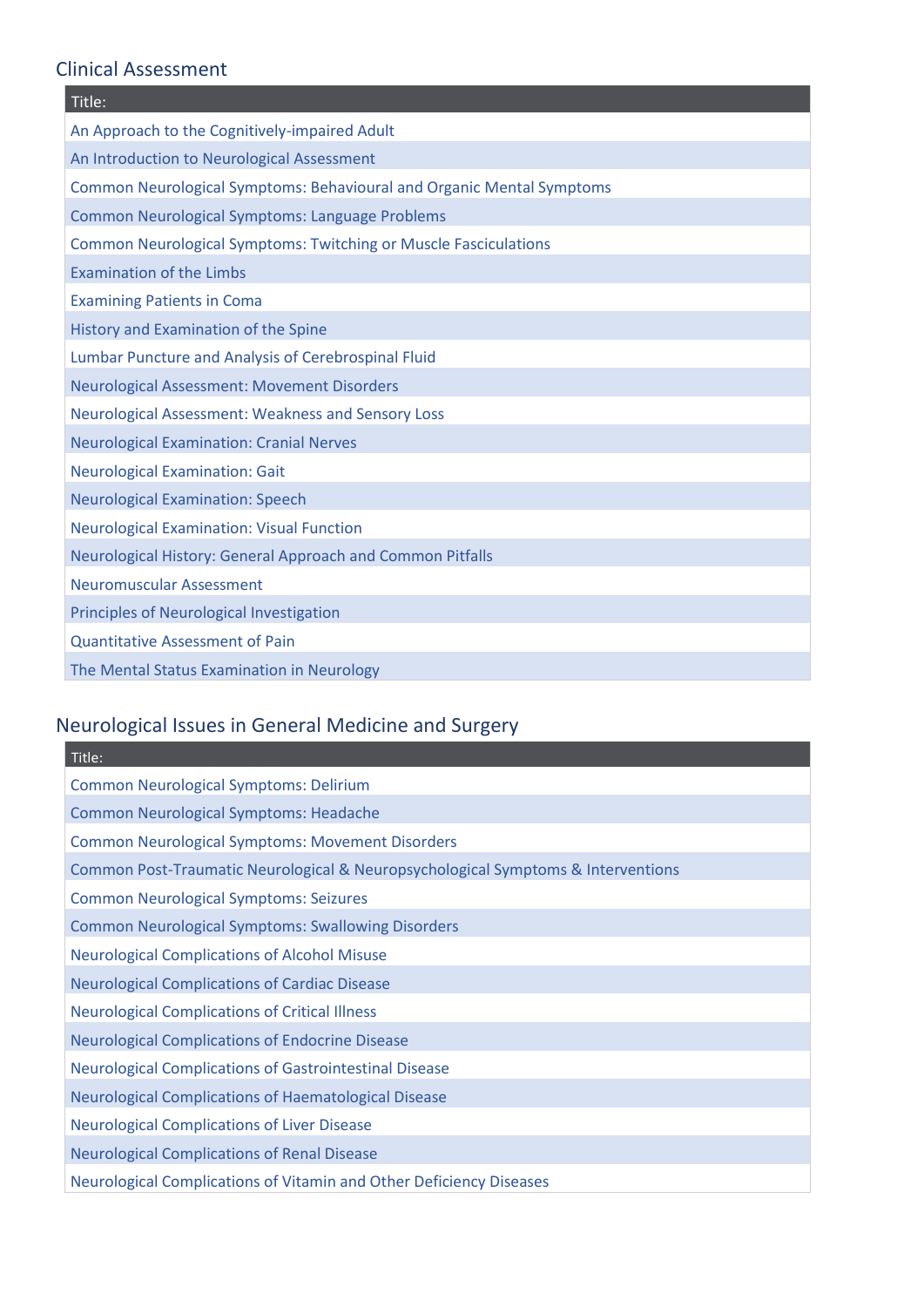## Clinical Assessment

| Title: |
| --- |
| An Approach to the Cognitively-impaired Adult |
| An Introduction to Neurological Assessment |
| Common Neurological Symptoms: Behavioural and Organic Mental Symptoms |
| Common Neurological Symptoms: Language Problems |
| Common Neurological Symptoms: Twitching or Muscle Fasciculations |
| Examination of the Limbs |
| Examining Patients in Coma |
| History and Examination of the Spine |
| Lumbar Puncture and Analysis of Cerebrospinal Fluid |
| Neurological Assessment: Movement Disorders |
| Neurological Assessment: Weakness and Sensory Loss |
| Neurological Examination: Cranial Nerves |
| Neurological Examination: Gait |
| Neurological Examination: Speech |
| Neurological Examination: Visual Function |
| Neurological History: General Approach and Common Pitfalls |
| Neuromuscular Assessment |
| Principles of Neurological Investigation |
| Quantitative Assessment of Pain |
| The Mental Status Examination in Neurology |

## Neurological Issues in General Medicine and Surgery

| Title: |
| --- |
| Common Neurological Symptoms: Delirium |
| Common Neurological Symptoms: Headache |
| Common Neurological Symptoms: Movement Disorders |
| Common Post-Traumatic Neurological & Neuropsychological Symptoms & Interventions |
| Common Neurological Symptoms: Seizures |
| Common Neurological Symptoms: Swallowing Disorders |
| Neurological Complications of Alcohol Misuse |
| Neurological Complications of Cardiac Disease |
| Neurological Complications of Critical Illness |
| Neurological Complications of Endocrine Disease |
| Neurological Complications of Gastrointestinal Disease |
| Neurological Complications of Haematological Disease |
| Neurological Complications of Liver Disease |
| Neurological Complications of Renal Disease |
| Neurological Complications of Vitamin and Other Deficiency Diseases |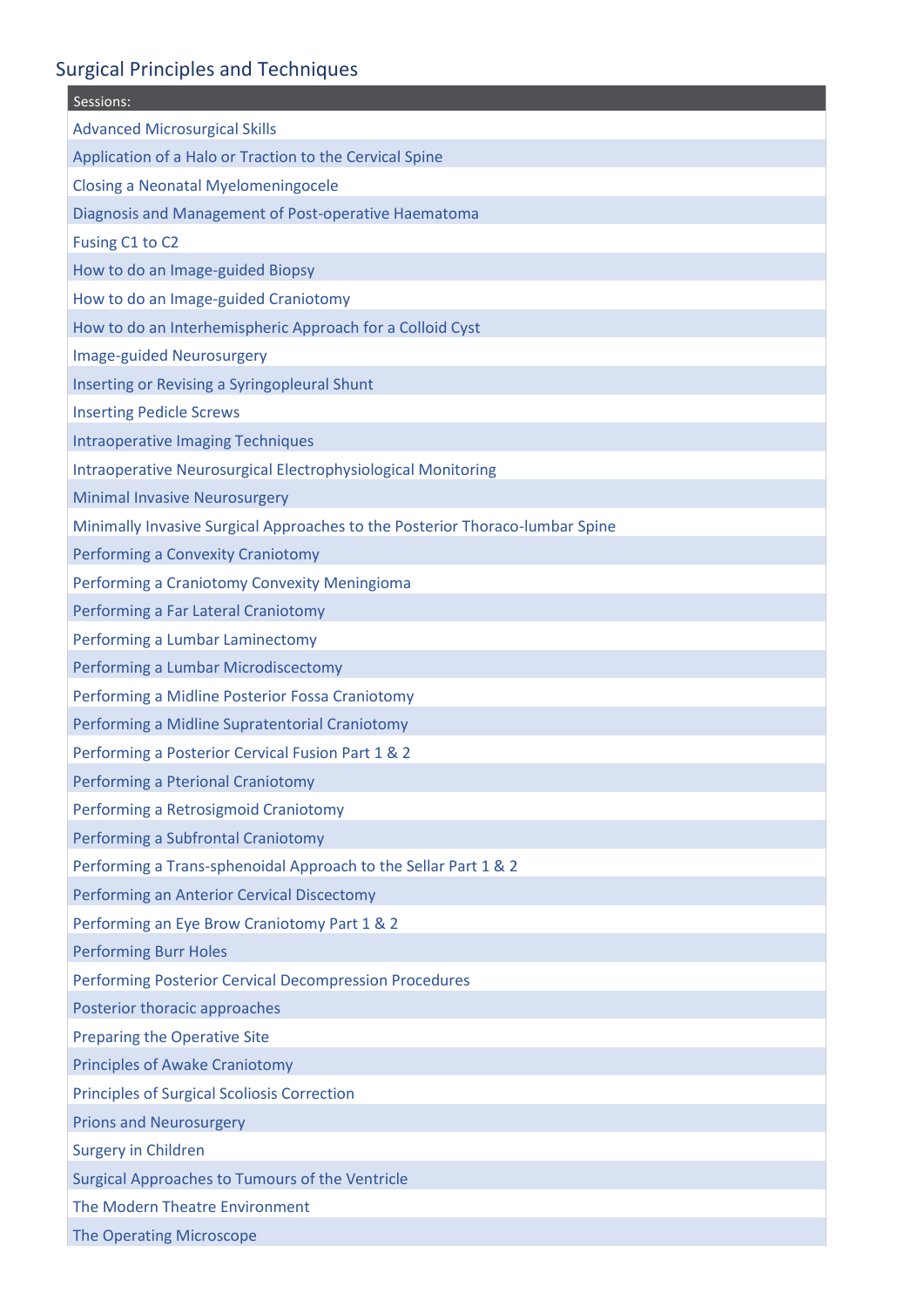## Surgical Principles and Techniques

| Sessions: |
| --- |
| Advanced Microsurgical Skills |
| Application of a Halo or Traction to the Cervical Spine |
| Closing a Neonatal Myelomeningocele |
| Diagnosis and Management of Post-operative Haematoma |
| Fusing C1 to C2 |
| How to do an Image-guided Biopsy |
| How to do an Image-guided Craniotomy |
| How to do an Interhemispheric Approach for a Colloid Cyst |
| Image-guided Neurosurgery |
| Inserting or Revising a Syringopleural Shunt |
| Inserting Pedicle Screws |
| Intraoperative Imaging Techniques |
| Intraoperative Neurosurgical Electrophysiological Monitoring |
| Minimal Invasive Neurosurgery |
| Minimally Invasive Surgical Approaches to the Posterior Thoraco-lumbar Spine |
| Performing a Convexity Craniotomy |
| Performing a Craniotomy Convexity Meningioma |
| Performing a Far Lateral Craniotomy |
| Performing a Lumbar Laminectomy |
| Performing a Lumbar Microdiscectomy |
| Performing a Midline Posterior Fossa Craniotomy |
| Performing a Midline Supratentorial Craniotomy |
| Performing a Posterior Cervical Fusion Part 1 & 2 |
| Performing a Pterional Craniotomy |
| Performing a Retrosigmoid Craniotomy |
| Performing a Subfrontal Craniotomy |
| Performing a Trans-sphenoidal Approach to the Sellar Part 1 & 2 |
| Performing an Anterior Cervical Discectomy |
| Performing an Eye Brow Craniotomy Part 1 & 2 |
| Performing Burr Holes |
| Performing Posterior Cervical Decompression Procedures |
| Posterior thoracic approaches |
| Preparing the Operative Site |
| Principles of Awake Craniotomy |
| Principles of Surgical Scoliosis Correction |
| Prions and Neurosurgery |
| Surgery in Children |
| Surgical Approaches to Tumours of the Ventricle |
| The Modern Theatre Environment |
| The Operating Microscope |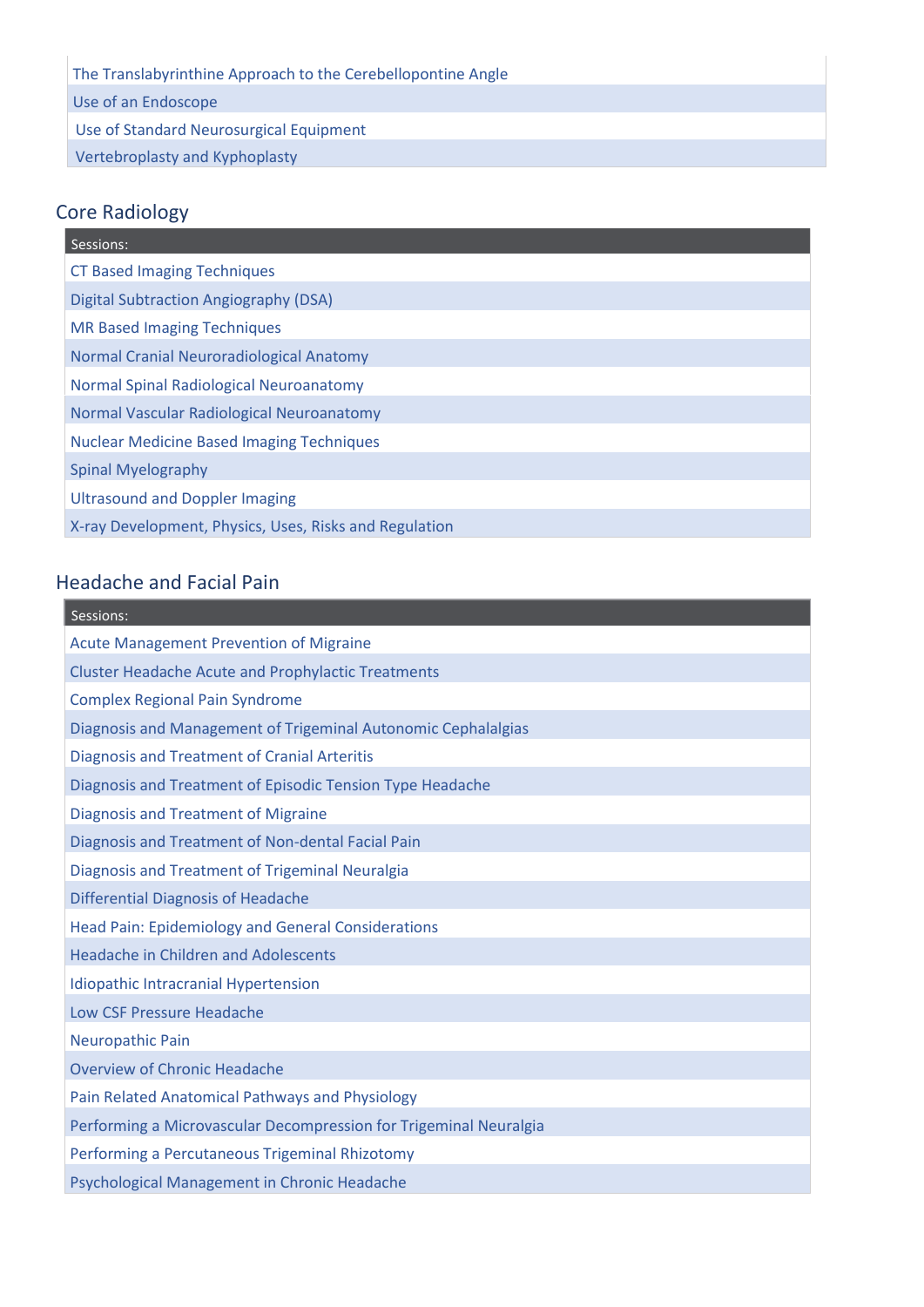| |
|---|
| The Translabyrinthine Approach to the Cerebellopontine Angle |
| Use of an Endoscope |
| Use of Standard Neurosurgical Equipment |
| Vertebroplasty and Kyphoplasty |

## Core Radiology

| Sessions: |
|---|
| CT Based Imaging Techniques |
| Digital Subtraction Angiography (DSA) |
| MR Based Imaging Techniques |
| Normal Cranial Neuroradiological Anatomy |
| Normal Spinal Radiological Neuroanatomy |
| Normal Vascular Radiological Neuroanatomy |
| Nuclear Medicine Based Imaging Techniques |
| Spinal Myelography |
| Ultrasound and Doppler Imaging |
| X-ray Development, Physics, Uses, Risks and Regulation |

## Headache and Facial Pain

| Sessions: |
|---|
| Acute Management Prevention of Migraine |
| Cluster Headache Acute and Prophylactic Treatments |
| Complex Regional Pain Syndrome |
| Diagnosis and Management of Trigeminal Autonomic Cephalalgias |
| Diagnosis and Treatment of Cranial Arteritis |
| Diagnosis and Treatment of Episodic Tension Type Headache |
| Diagnosis and Treatment of Migraine |
| Diagnosis and Treatment of Non-dental Facial Pain |
| Diagnosis and Treatment of Trigeminal Neuralgia |
| Differential Diagnosis of Headache |
| Head Pain: Epidemiology and General Considerations |
| Headache in Children and Adolescents |
| Idiopathic Intracranial Hypertension |
| Low CSF Pressure Headache |
| Neuropathic Pain |
| Overview of Chronic Headache |
| Pain Related Anatomical Pathways and Physiology |
| Performing a Microvascular Decompression for Trigeminal Neuralgia |
| Performing a Percutaneous Trigeminal Rhizotomy |
| Psychological Management in Chronic Headache |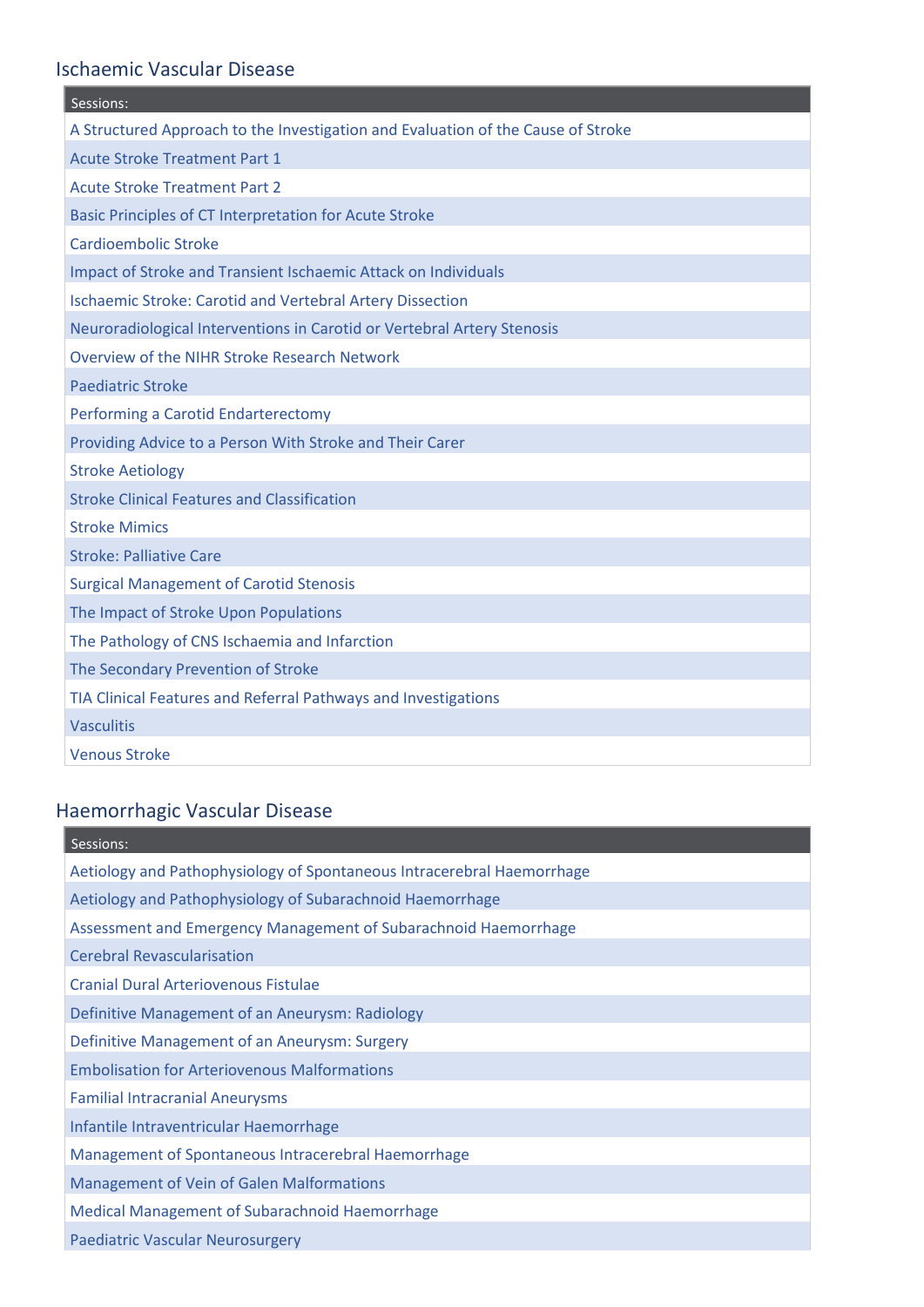## Ischaemic Vascular Disease

| Sessions: |
| --- |
| A Structured Approach to the Investigation and Evaluation of the Cause of Stroke |
| Acute Stroke Treatment Part 1 |
| Acute Stroke Treatment Part 2 |
| Basic Principles of CT Interpretation for Acute Stroke |
| Cardioembolic Stroke |
| Impact of Stroke and Transient Ischaemic Attack on Individuals |
| Ischaemic Stroke: Carotid and Vertebral Artery Dissection |
| Neuroradiological Interventions in Carotid or Vertebral Artery Stenosis |
| Overview of the NIHR Stroke Research Network |
| Paediatric Stroke |
| Performing a Carotid Endarterectomy |
| Providing Advice to a Person With Stroke and Their Carer |
| Stroke Aetiology |
| Stroke Clinical Features and Classification |
| Stroke Mimics |
| Stroke: Palliative Care |
| Surgical Management of Carotid Stenosis |
| The Impact of Stroke Upon Populations |
| The Pathology of CNS Ischaemia and Infarction |
| The Secondary Prevention of Stroke |
| TIA Clinical Features and Referral Pathways and Investigations |
| Vasculitis |
| Venous Stroke |

## Haemorrhagic Vascular Disease

| Sessions: |
| --- |
| Aetiology and Pathophysiology of Spontaneous Intracerebral Haemorrhage |
| Aetiology and Pathophysiology of Subarachnoid Haemorrhage |
| Assessment and Emergency Management of Subarachnoid Haemorrhage |
| Cerebral Revascularisation |
| Cranial Dural Arteriovenous Fistulae |
| Definitive Management of an Aneurysm: Radiology |
| Definitive Management of an Aneurysm: Surgery |
| Embolisation for Arteriovenous Malformations |
| Familial Intracranial Aneurysms |
| Infantile Intraventricular Haemorrhage |
| Management of Spontaneous Intracerebral Haemorrhage |
| Management of Vein of Galen Malformations |
| Medical Management of Subarachnoid Haemorrhage |
| Paediatric Vascular Neurosurgery |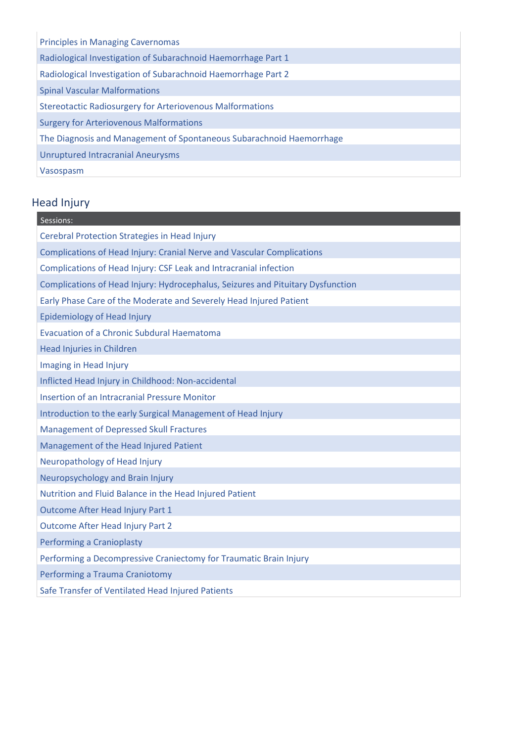| |
|---|
| Principles in Managing Cavernomas |
| Radiological Investigation of Subarachnoid Haemorrhage Part 1 |
| Radiological Investigation of Subarachnoid Haemorrhage Part 2 |
| Spinal Vascular Malformations |
| Stereotactic Radiosurgery for Arteriovenous Malformations |
| Surgery for Arteriovenous Malformations |
| The Diagnosis and Management of Spontaneous Subarachnoid Haemorrhage |
| Unruptured Intracranial Aneurysms |
| Vasospasm |

## Head Injury

| Sessions: |
|---|
| Cerebral Protection Strategies in Head Injury |
| Complications of Head Injury: Cranial Nerve and Vascular Complications |
| Complications of Head Injury: CSF Leak and Intracranial infection |
| Complications of Head Injury: Hydrocephalus, Seizures and Pituitary Dysfunction |
| Early Phase Care of the Moderate and Severely Head Injured Patient |
| Epidemiology of Head Injury |
| Evacuation of a Chronic Subdural Haematoma |
| Head Injuries in Children |
| Imaging in Head Injury |
| Inflicted Head Injury in Childhood: Non-accidental |
| Insertion of an Intracranial Pressure Monitor |
| Introduction to the early Surgical Management of Head Injury |
| Management of Depressed Skull Fractures |
| Management of the Head Injured Patient |
| Neuropathology of Head Injury |
| Neuropsychology and Brain Injury |
| Nutrition and Fluid Balance in the Head Injured Patient |
| Outcome After Head Injury Part 1 |
| Outcome After Head Injury Part 2 |
| Performing a Cranioplasty |
| Performing a Decompressive Craniectomy for Traumatic Brain Injury |
| Performing a Trauma Craniotomy |
| Safe Transfer of Ventilated Head Injured Patients |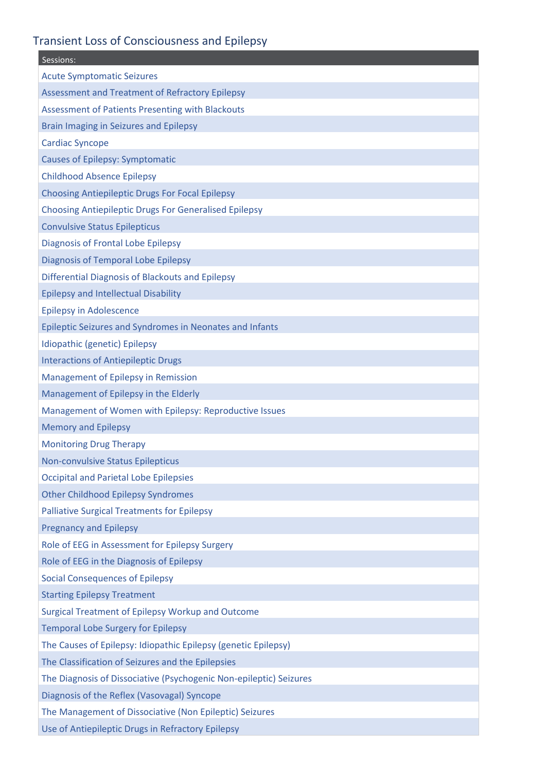## Transient Loss of Consciousness and Epilepsy

| Sessions: |
|---|
| Acute Symptomatic Seizures |
| Assessment and Treatment of Refractory Epilepsy |
| Assessment of Patients Presenting with Blackouts |
| Brain Imaging in Seizures and Epilepsy |
| Cardiac Syncope |
| Causes of Epilepsy: Symptomatic |
| Childhood Absence Epilepsy |
| Choosing Antiepileptic Drugs For Focal Epilepsy |
| Choosing Antiepileptic Drugs For Generalised Epilepsy |
| Convulsive Status Epilepticus |
| Diagnosis of Frontal Lobe Epilepsy |
| Diagnosis of Temporal Lobe Epilepsy |
| Differential Diagnosis of Blackouts and Epilepsy |
| Epilepsy and Intellectual Disability |
| Epilepsy in Adolescence |
| Epileptic Seizures and Syndromes in Neonates and Infants |
| Idiopathic (genetic) Epilepsy |
| Interactions of Antiepileptic Drugs |
| Management of Epilepsy in Remission |
| Management of Epilepsy in the Elderly |
| Management of Women with Epilepsy: Reproductive Issues |
| Memory and Epilepsy |
| Monitoring Drug Therapy |
| Non-convulsive Status Epilepticus |
| Occipital and Parietal Lobe Epilepsies |
| Other Childhood Epilepsy Syndromes |
| Palliative Surgical Treatments for Epilepsy |
| Pregnancy and Epilepsy |
| Role of EEG in Assessment for Epilepsy Surgery |
| Role of EEG in the Diagnosis of Epilepsy |
| Social Consequences of Epilepsy |
| Starting Epilepsy Treatment |
| Surgical Treatment of Epilepsy Workup and Outcome |
| Temporal Lobe Surgery for Epilepsy |
| The Causes of Epilepsy: Idiopathic Epilepsy (genetic Epilepsy) |
| The Classification of Seizures and the Epilepsies |
| The Diagnosis of Dissociative (Psychogenic Non-epileptic) Seizures |
| Diagnosis of the Reflex (Vasovagal) Syncope |
| The Management of Dissociative (Non Epileptic) Seizures |
| Use of Antiepileptic Drugs in Refractory Epilepsy |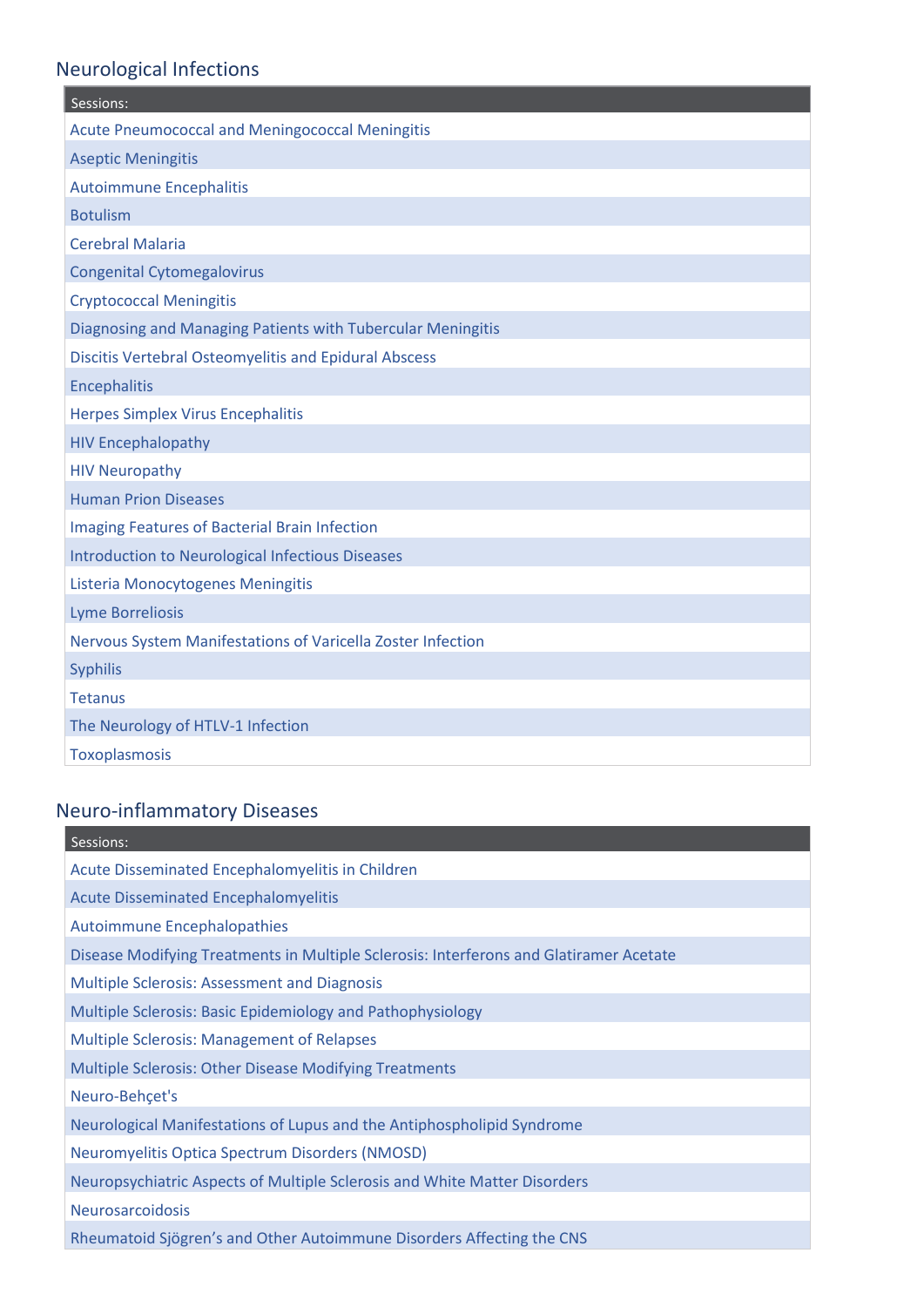## Neurological Infections

| Sessions: |
| --- |
| Acute Pneumococcal and Meningococcal Meningitis |
| Aseptic Meningitis |
| Autoimmune Encephalitis |
| Botulism |
| Cerebral Malaria |
| Congenital Cytomegalovirus |
| Cryptococcal Meningitis |
| Diagnosing and Managing Patients with Tubercular Meningitis |
| Discitis Vertebral Osteomyelitis and Epidural Abscess |
| Encephalitis |
| Herpes Simplex Virus Encephalitis |
| HIV Encephalopathy |
| HIV Neuropathy |
| Human Prion Diseases |
| Imaging Features of Bacterial Brain Infection |
| Introduction to Neurological Infectious Diseases |
| Listeria Monocytogenes Meningitis |
| Lyme Borreliosis |
| Nervous System Manifestations of Varicella Zoster Infection |
| Syphilis |
| Tetanus |
| The Neurology of HTLV-1 Infection |
| Toxoplasmosis |

## Neuro-inflammatory Diseases

| Sessions: |
| --- |
| Acute Disseminated Encephalomyelitis in Children |
| Acute Disseminated Encephalomyelitis |
| Autoimmune Encephalopathies |
| Disease Modifying Treatments in Multiple Sclerosis: Interferons and Glatiramer Acetate |
| Multiple Sclerosis: Assessment and Diagnosis |
| Multiple Sclerosis: Basic Epidemiology and Pathophysiology |
| Multiple Sclerosis: Management of Relapses |
| Multiple Sclerosis: Other Disease Modifying Treatments |
| Neuro-Behçet's |
| Neurological Manifestations of Lupus and the Antiphospholipid Syndrome |
| Neuromyelitis Optica Spectrum Disorders (NMOSD) |
| Neuropsychiatric Aspects of Multiple Sclerosis and White Matter Disorders |
| Neurosarcoidosis |
| Rheumatoid Sjögren's and Other Autoimmune Disorders Affecting the CNS |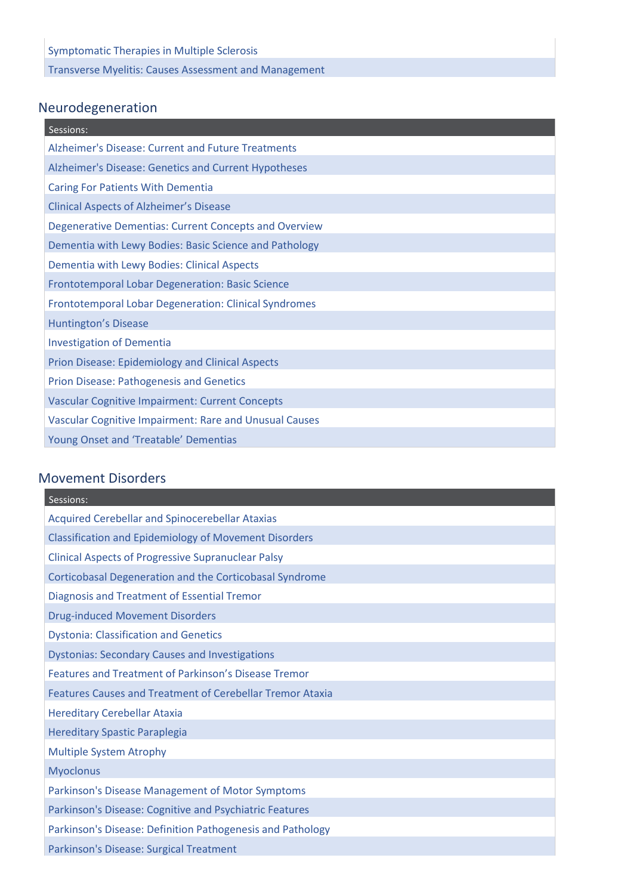| |
|---|
| Symptomatic Therapies in Multiple Sclerosis |
| Transverse Myelitis: Causes Assessment and Management |

## Neurodegeneration

| Sessions: |
|---|
| Alzheimer's Disease: Current and Future Treatments |
| Alzheimer's Disease: Genetics and Current Hypotheses |
| Caring For Patients With Dementia |
| Clinical Aspects of Alzheimer's Disease |
| Degenerative Dementias: Current Concepts and Overview |
| Dementia with Lewy Bodies: Basic Science and Pathology |
| Dementia with Lewy Bodies: Clinical Aspects |
| Frontotemporal Lobar Degeneration: Basic Science |
| Frontotemporal Lobar Degeneration: Clinical Syndromes |
| Huntington's Disease |
| Investigation of Dementia |
| Prion Disease: Epidemiology and Clinical Aspects |
| Prion Disease: Pathogenesis and Genetics |
| Vascular Cognitive Impairment: Current Concepts |
| Vascular Cognitive Impairment: Rare and Unusual Causes |
| Young Onset and 'Treatable' Dementias |

## Movement Disorders

| Sessions: |
|---|
| Acquired Cerebellar and Spinocerebellar Ataxias |
| Classification and Epidemiology of Movement Disorders |
| Clinical Aspects of Progressive Supranuclear Palsy |
| Corticobasal Degeneration and the Corticobasal Syndrome |
| Diagnosis and Treatment of Essential Tremor |
| Drug-induced Movement Disorders |
| Dystonia: Classification and Genetics |
| Dystonias: Secondary Causes and Investigations |
| Features and Treatment of Parkinson's Disease Tremor |
| Features Causes and Treatment of Cerebellar Tremor Ataxia |
| Hereditary Cerebellar Ataxia |
| Hereditary Spastic Paraplegia |
| Multiple System Atrophy |
| Myoclonus |
| Parkinson's Disease Management of Motor Symptoms |
| Parkinson's Disease: Cognitive and Psychiatric Features |
| Parkinson's Disease: Definition Pathogenesis and Pathology |
| Parkinson's Disease: Surgical Treatment |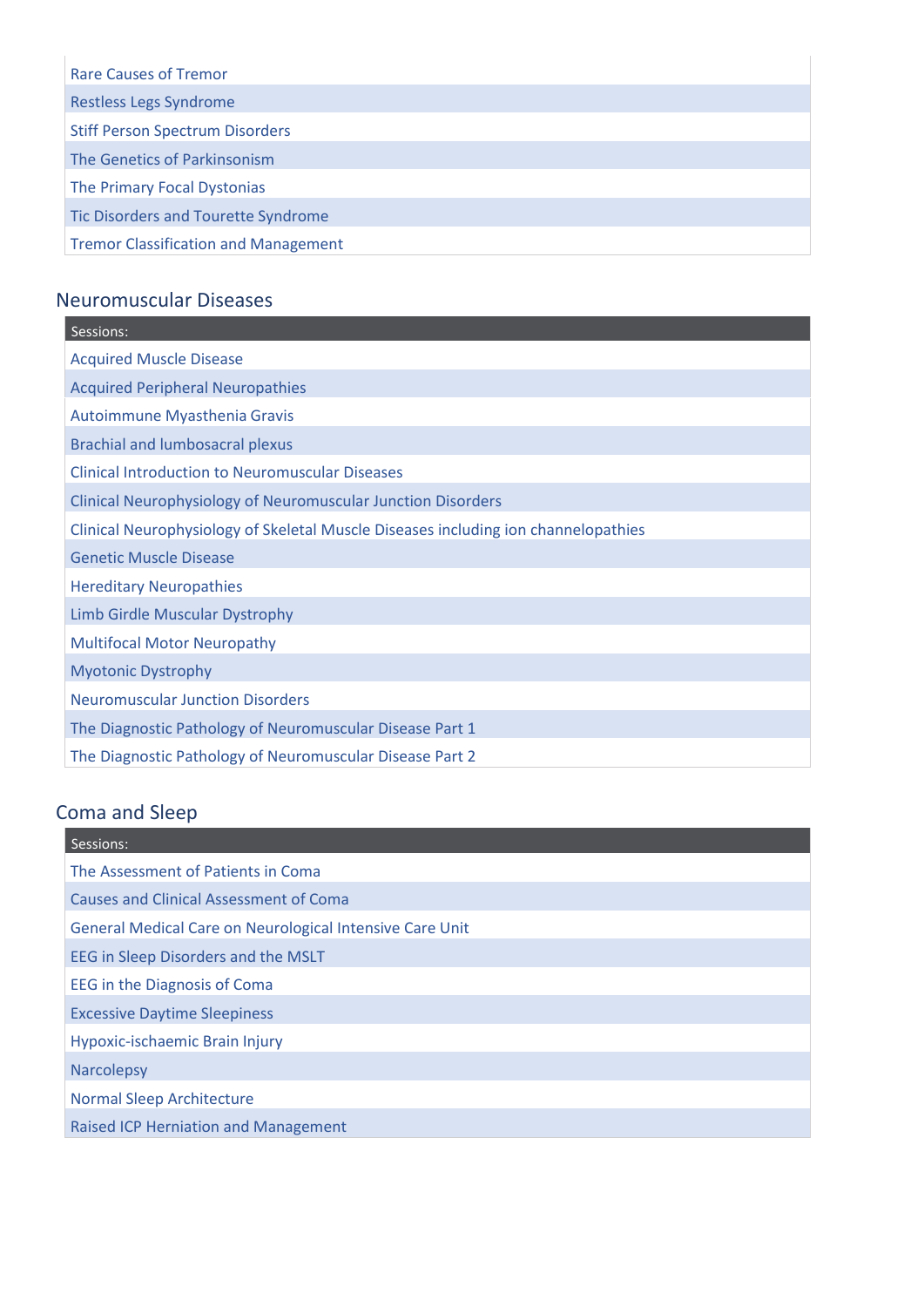| |
|---|
| Rare Causes of Tremor |
| Restless Legs Syndrome |
| Stiff Person Spectrum Disorders |
| The Genetics of Parkinsonism |
| The Primary Focal Dystonias |
| Tic Disorders and Tourette Syndrome |
| Tremor Classification and Management |

## Neuromuscular Diseases

| Sessions: |
|---|
| Acquired Muscle Disease |
| Acquired Peripheral Neuropathies |
| Autoimmune Myasthenia Gravis |
| Brachial and lumbosacral plexus |
| Clinical Introduction to Neuromuscular Diseases |
| Clinical Neurophysiology of Neuromuscular Junction Disorders |
| Clinical Neurophysiology of Skeletal Muscle Diseases including ion channelopathies |
| Genetic Muscle Disease |
| Hereditary Neuropathies |
| Limb Girdle Muscular Dystrophy |
| Multifocal Motor Neuropathy |
| Myotonic Dystrophy |
| Neuromuscular Junction Disorders |
| The Diagnostic Pathology of Neuromuscular Disease Part 1 |
| The Diagnostic Pathology of Neuromuscular Disease Part 2 |

## Coma and Sleep

| Sessions: |
|---|
| The Assessment of Patients in Coma |
| Causes and Clinical Assessment of Coma |
| General Medical Care on Neurological Intensive Care Unit |
| EEG in Sleep Disorders and the MSLT |
| EEG in the Diagnosis of Coma |
| Excessive Daytime Sleepiness |
| Hypoxic-ischaemic Brain Injury |
| Narcolepsy |
| Normal Sleep Architecture |
| Raised ICP Herniation and Management |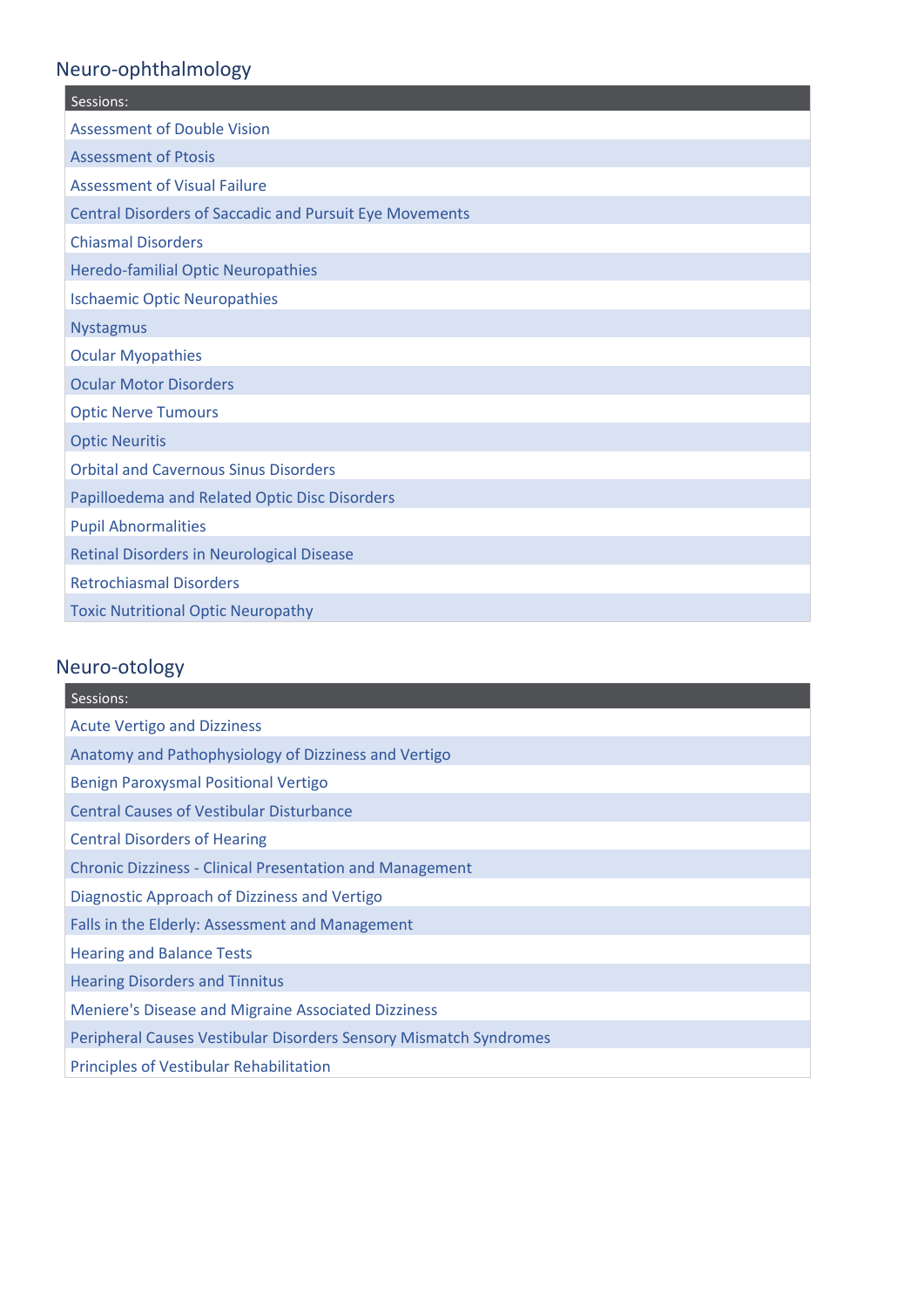## Neuro-ophthalmology

| Sessions: |
|---|
| Assessment of Double Vision |
| Assessment of Ptosis |
| Assessment of Visual Failure |
| Central Disorders of Saccadic and Pursuit Eye Movements |
| Chiasmal Disorders |
| Heredo-familial Optic Neuropathies |
| Ischaemic Optic Neuropathies |
| Nystagmus |
| Ocular Myopathies |
| Ocular Motor Disorders |
| Optic Nerve Tumours |
| Optic Neuritis |
| Orbital and Cavernous Sinus Disorders |
| Papilloedema and Related Optic Disc Disorders |
| Pupil Abnormalities |
| Retinal Disorders in Neurological Disease |
| Retrochiasmal Disorders |
| Toxic Nutritional Optic Neuropathy |

## Neuro-otology

| Sessions: |
|---|
| Acute Vertigo and Dizziness |
| Anatomy and Pathophysiology of Dizziness and Vertigo |
| Benign Paroxysmal Positional Vertigo |
| Central Causes of Vestibular Disturbance |
| Central Disorders of Hearing |
| Chronic Dizziness - Clinical Presentation and Management |
| Diagnostic Approach of Dizziness and Vertigo |
| Falls in the Elderly: Assessment and Management |
| Hearing and Balance Tests |
| Hearing Disorders and Tinnitus |
| Meniere's Disease and Migraine Associated Dizziness |
| Peripheral Causes Vestibular Disorders Sensory Mismatch Syndromes |
| Principles of Vestibular Rehabilitation |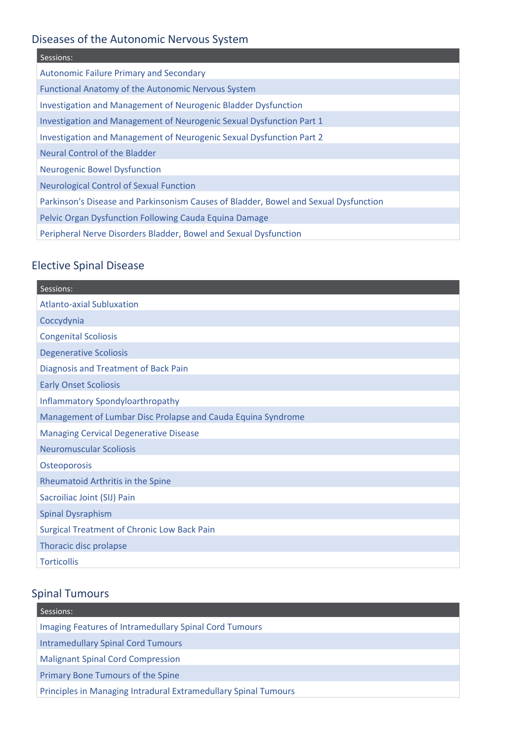## Diseases of the Autonomic Nervous System

| Sessions: |
| --- |
| Autonomic Failure Primary and Secondary |
| Functional Anatomy of the Autonomic Nervous System |
| Investigation and Management of Neurogenic Bladder Dysfunction |
| Investigation and Management of Neurogenic Sexual Dysfunction Part 1 |
| Investigation and Management of Neurogenic Sexual Dysfunction Part 2 |
| Neural Control of the Bladder |
| Neurogenic Bowel Dysfunction |
| Neurological Control of Sexual Function |
| Parkinson's Disease and Parkinsonism Causes of Bladder, Bowel and Sexual Dysfunction |
| Pelvic Organ Dysfunction Following Cauda Equina Damage |
| Peripheral Nerve Disorders Bladder, Bowel and Sexual Dysfunction |

## Elective Spinal Disease

| Sessions: |
| --- |
| Atlanto-axial Subluxation |
| Coccydynia |
| Congenital Scoliosis |
| Degenerative Scoliosis |
| Diagnosis and Treatment of Back Pain |
| Early Onset Scoliosis |
| Inflammatory Spondyloarthropathy |
| Management of Lumbar Disc Prolapse and Cauda Equina Syndrome |
| Managing Cervical Degenerative Disease |
| Neuromuscular Scoliosis |
| Osteoporosis |
| Rheumatoid Arthritis in the Spine |
| Sacroiliac Joint (SIJ) Pain |
| Spinal Dysraphism |
| Surgical Treatment of Chronic Low Back Pain |
| Thoracic disc prolapse |
| Torticollis |

## Spinal Tumours

| Sessions: |
| --- |
| Imaging Features of Intramedullary Spinal Cord Tumours |
| Intramedullary Spinal Cord Tumours |
| Malignant Spinal Cord Compression |
| Primary Bone Tumours of the Spine |
| Principles in Managing Intradural Extramedullary Spinal Tumours |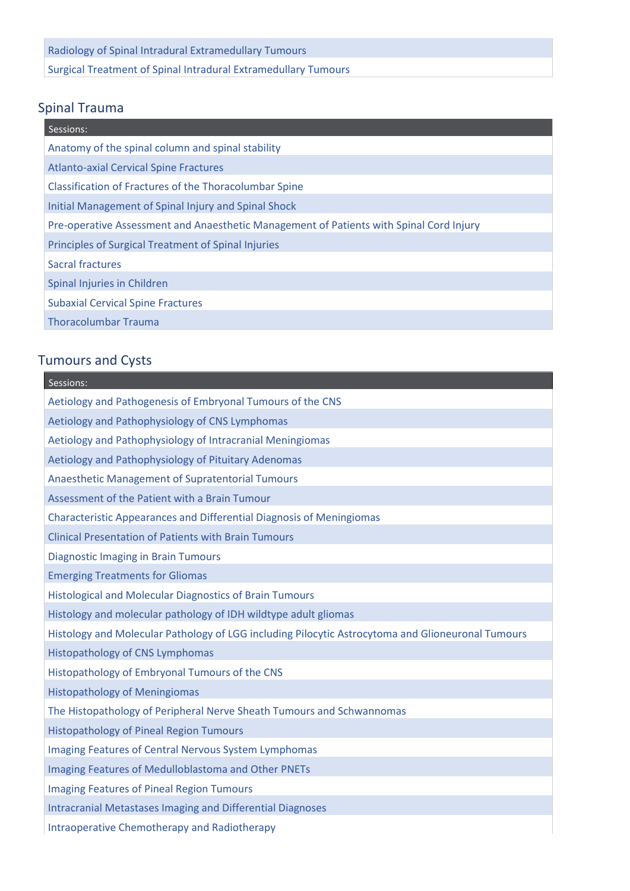| |
|---|
| Radiology of Spinal Intradural Extramedullary Tumours |
| Surgical Treatment of Spinal Intradural Extramedullary Tumours |

## Spinal Trauma

| Sessions: |
|---|
| Anatomy of the spinal column and spinal stability |
| Atlanto-axial Cervical Spine Fractures |
| Classification of Fractures of the Thoracolumbar Spine |
| Initial Management of Spinal Injury and Spinal Shock |
| Pre-operative Assessment and Anaesthetic Management of Patients with Spinal Cord Injury |
| Principles of Surgical Treatment of Spinal Injuries |
| Sacral fractures |
| Spinal Injuries in Children |
| Subaxial Cervical Spine Fractures |
| Thoracolumbar Trauma |

## Tumours and Cysts

| Sessions: |
|---|
| Aetiology and Pathogenesis of Embryonal Tumours of the CNS |
| Aetiology and Pathophysiology of CNS Lymphomas |
| Aetiology and Pathophysiology of Intracranial Meningiomas |
| Aetiology and Pathophysiology of Pituitary Adenomas |
| Anaesthetic Management of Supratentorial Tumours |
| Assessment of the Patient with a Brain Tumour |
| Characteristic Appearances and Differential Diagnosis of Meningiomas |
| Clinical Presentation of Patients with Brain Tumours |
| Diagnostic Imaging in Brain Tumours |
| Emerging Treatments for Gliomas |
| Histological and Molecular Diagnostics of Brain Tumours |
| Histology and molecular pathology of IDH wildtype adult gliomas |
| Histology and Molecular Pathology of LGG including Pilocytic Astrocytoma and Glioneuronal Tumours |
| Histopathology of CNS Lymphomas |
| Histopathology of Embryonal Tumours of the CNS |
| Histopathology of Meningiomas |
| The Histopathology of Peripheral Nerve Sheath Tumours and Schwannomas |
| Histopathology of Pineal Region Tumours |
| Imaging Features of Central Nervous System Lymphomas |
| Imaging Features of Medulloblastoma and Other PNETs |
| Imaging Features of Pineal Region Tumours |
| Intracranial Metastases Imaging and Differential Diagnoses |
| Intraoperative Chemotherapy and Radiotherapy |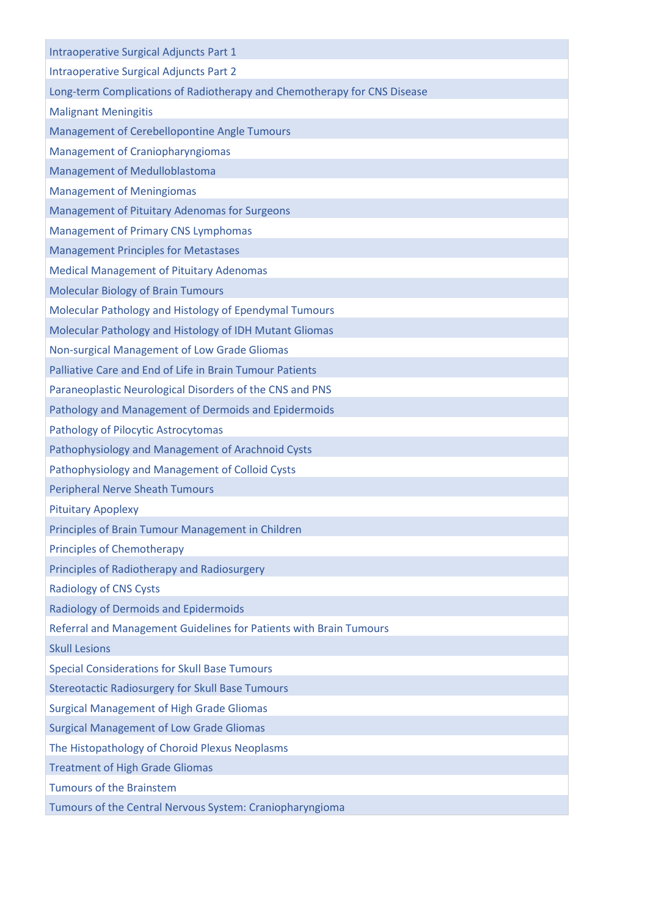| |
|---|
| Intraoperative Surgical Adjuncts Part 1 |
| Intraoperative Surgical Adjuncts Part 2 |
| Long-term Complications of Radiotherapy and Chemotherapy for CNS Disease |
| Malignant Meningitis |
| Management of Cerebellopontine Angle Tumours |
| Management of Craniopharyngiomas |
| Management of Medulloblastoma |
| Management of Meningiomas |
| Management of Pituitary Adenomas for Surgeons |
| Management of Primary CNS Lymphomas |
| Management Principles for Metastases |
| Medical Management of Pituitary Adenomas |
| Molecular Biology of Brain Tumours |
| Molecular Pathology and Histology of Ependymal Tumours |
| Molecular Pathology and Histology of IDH Mutant Gliomas |
| Non-surgical Management of Low Grade Gliomas |
| Palliative Care and End of Life in Brain Tumour Patients |
| Paraneoplastic Neurological Disorders of the CNS and PNS |
| Pathology and Management of Dermoids and Epidermoids |
| Pathology of Pilocytic Astrocytomas |
| Pathophysiology and Management of Arachnoid Cysts |
| Pathophysiology and Management of Colloid Cysts |
| Peripheral Nerve Sheath Tumours |
| Pituitary Apoplexy |
| Principles of Brain Tumour Management in Children |
| Principles of Chemotherapy |
| Principles of Radiotherapy and Radiosurgery |
| Radiology of CNS Cysts |
| Radiology of Dermoids and Epidermoids |
| Referral and Management Guidelines for Patients with Brain Tumours |
| Skull Lesions |
| Special Considerations for Skull Base Tumours |
| Stereotactic Radiosurgery for Skull Base Tumours |
| Surgical Management of High Grade Gliomas |
| Surgical Management of Low Grade Gliomas |
| The Histopathology of Choroid Plexus Neoplasms |
| Treatment of High Grade Gliomas |
| Tumours of the Brainstem |
| Tumours of the Central Nervous System: Craniopharyngioma |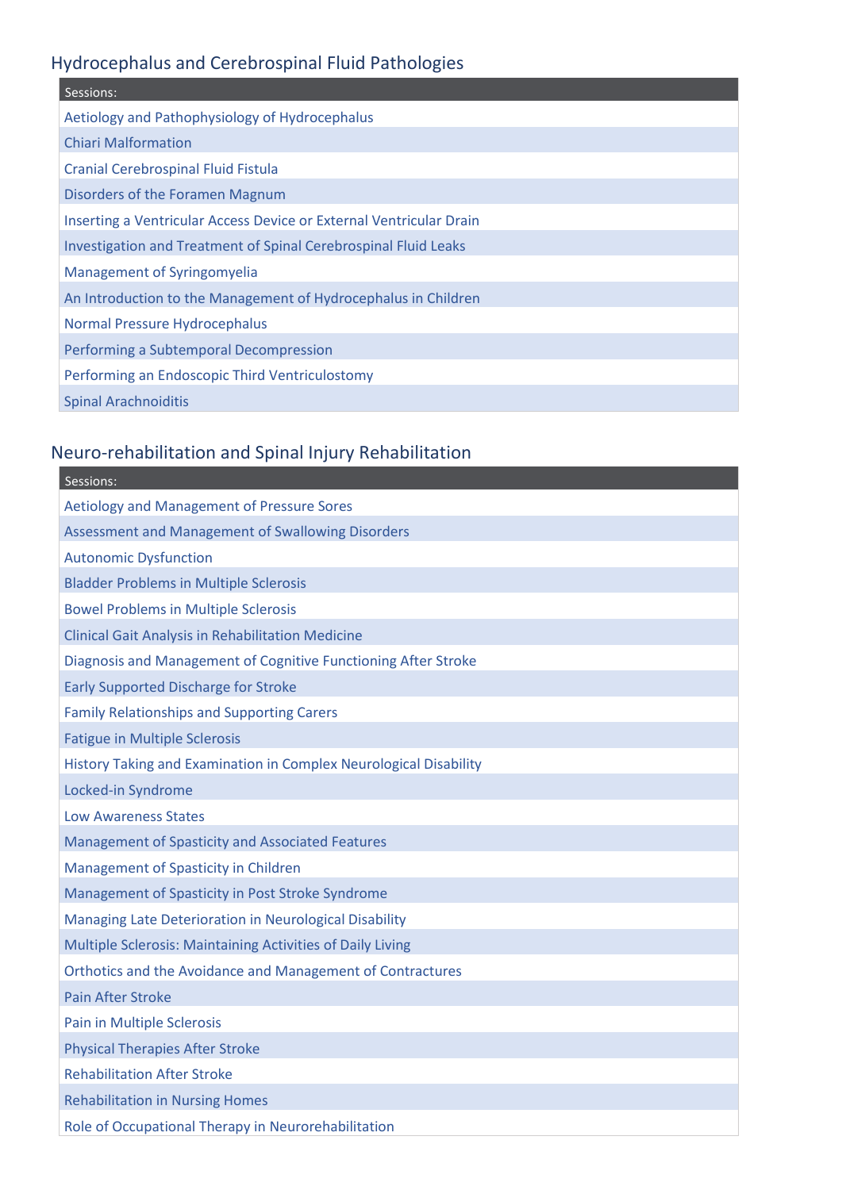## Hydrocephalus and Cerebrospinal Fluid Pathologies

| Sessions: |
| --- |
| Aetiology and Pathophysiology of Hydrocephalus |
| Chiari Malformation |
| Cranial Cerebrospinal Fluid Fistula |
| Disorders of the Foramen Magnum |
| Inserting a Ventricular Access Device or External Ventricular Drain |
| Investigation and Treatment of Spinal Cerebrospinal Fluid Leaks |
| Management of Syringomyelia |
| An Introduction to the Management of Hydrocephalus in Children |
| Normal Pressure Hydrocephalus |
| Performing a Subtemporal Decompression |
| Performing an Endoscopic Third Ventriculostomy |
| Spinal Arachnoiditis |

## Neuro-rehabilitation and Spinal Injury Rehabilitation

| Sessions: |
| --- |
| Aetiology and Management of Pressure Sores |
| Assessment and Management of Swallowing Disorders |
| Autonomic Dysfunction |
| Bladder Problems in Multiple Sclerosis |
| Bowel Problems in Multiple Sclerosis |
| Clinical Gait Analysis in Rehabilitation Medicine |
| Diagnosis and Management of Cognitive Functioning After Stroke |
| Early Supported Discharge for Stroke |
| Family Relationships and Supporting Carers |
| Fatigue in Multiple Sclerosis |
| History Taking and Examination in Complex Neurological Disability |
| Locked-in Syndrome |
| Low Awareness States |
| Management of Spasticity and Associated Features |
| Management of Spasticity in Children |
| Management of Spasticity in Post Stroke Syndrome |
| Managing Late Deterioration in Neurological Disability |
| Multiple Sclerosis: Maintaining Activities of Daily Living |
| Orthotics and the Avoidance and Management of Contractures |
| Pain After Stroke |
| Pain in Multiple Sclerosis |
| Physical Therapies After Stroke |
| Rehabilitation After Stroke |
| Rehabilitation in Nursing Homes |
| Role of Occupational Therapy in Neurorehabilitation |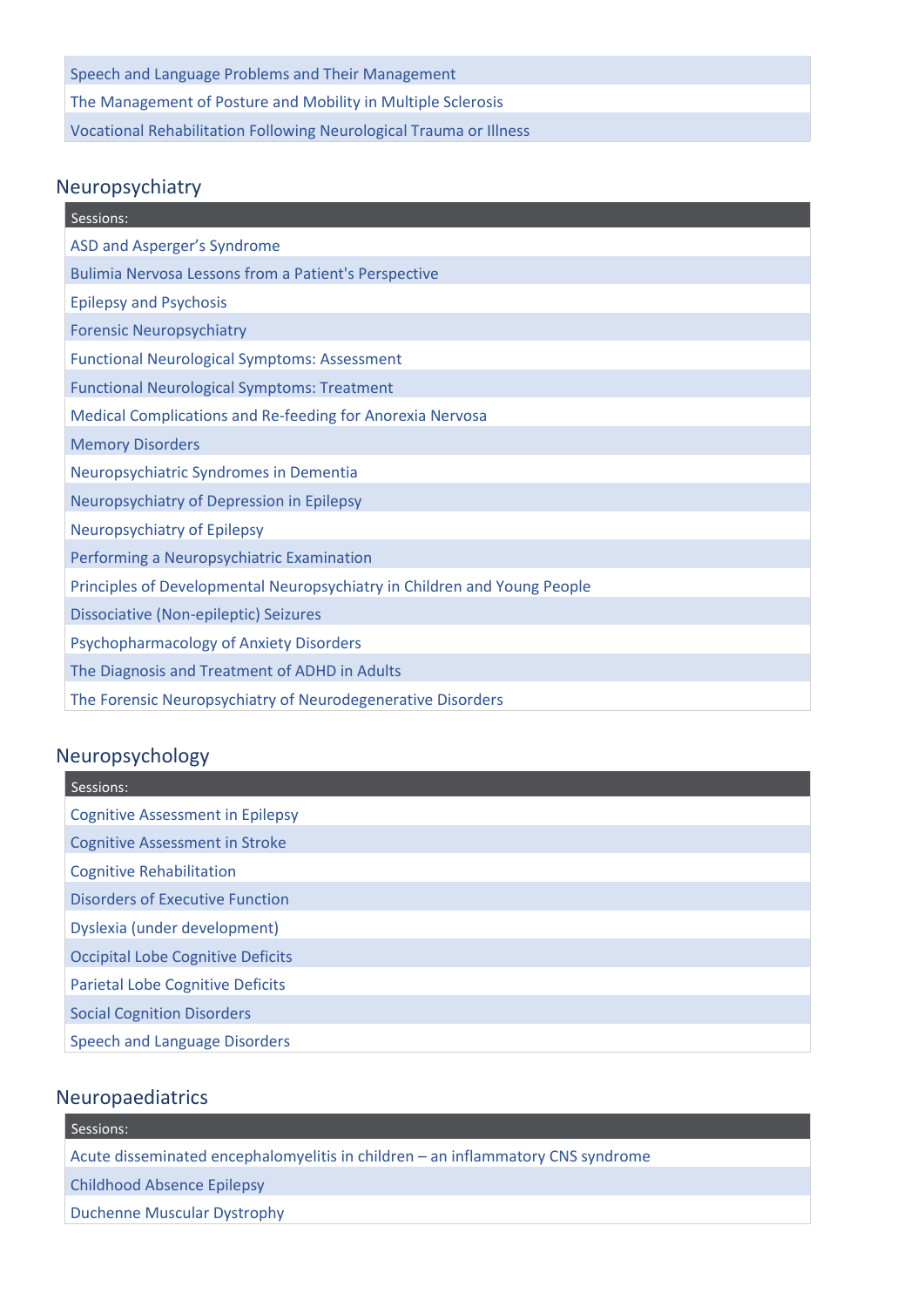| |
|---|
| Speech and Language Problems and Their Management |
| The Management of Posture and Mobility in Multiple Sclerosis |
| Vocational Rehabilitation Following Neurological Trauma or Illness |

## Neuropsychiatry

| Sessions: |
|---|
| ASD and Asperger's Syndrome |
| Bulimia Nervosa Lessons from a Patient's Perspective |
| Epilepsy and Psychosis |
| Forensic Neuropsychiatry |
| Functional Neurological Symptoms: Assessment |
| Functional Neurological Symptoms: Treatment |
| Medical Complications and Re-feeding for Anorexia Nervosa |
| Memory Disorders |
| Neuropsychiatric Syndromes in Dementia |
| Neuropsychiatry of Depression in Epilepsy |
| Neuropsychiatry of Epilepsy |
| Performing a Neuropsychiatric Examination |
| Principles of Developmental Neuropsychiatry in Children and Young People |
| Dissociative (Non-epileptic) Seizures |
| Psychopharmacology of Anxiety Disorders |
| The Diagnosis and Treatment of ADHD in Adults |
| The Forensic Neuropsychiatry of Neurodegenerative Disorders |

## Neuropsychology

| Sessions: |
|---|
| Cognitive Assessment in Epilepsy |
| Cognitive Assessment in Stroke |
| Cognitive Rehabilitation |
| Disorders of Executive Function |
| Dyslexia (under development) |
| Occipital Lobe Cognitive Deficits |
| Parietal Lobe Cognitive Deficits |
| Social Cognition Disorders |
| Speech and Language Disorders |

## Neuropaediatrics

| Sessions: |
|---|
| Acute disseminated encephalomyelitis in children – an inflammatory CNS syndrome |
| Childhood Absence Epilepsy |
| Duchenne Muscular Dystrophy |